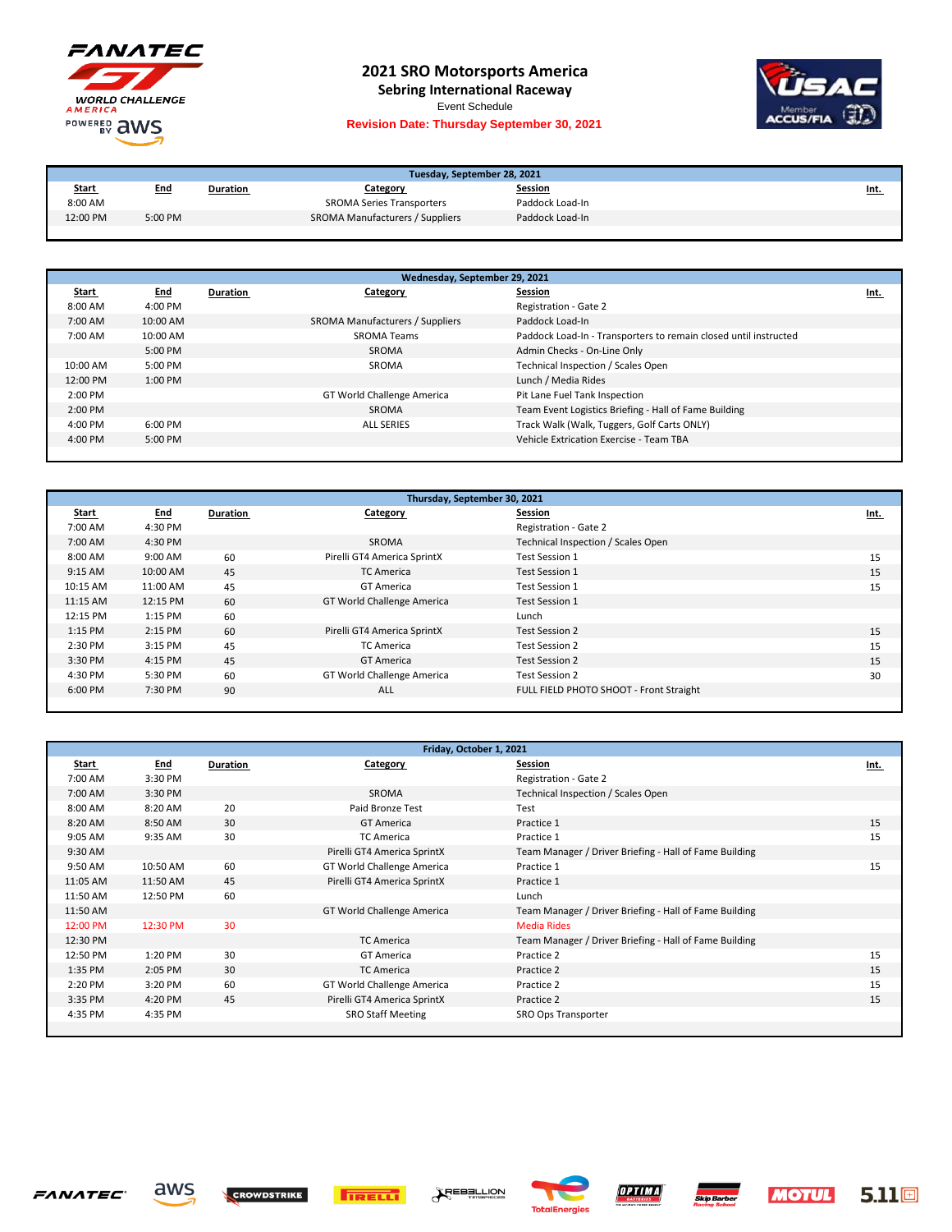# 2021 SRO Motorsports America

## Sebring International Raceway

Event Schedule

**Revision Date: Thursday September 30, 2021**

### Tuesday, September 28, 2021

| Start | End | Duration | Category | Session | Int. |
|---|---|---|---|---|---|
| 8:00 AM | | | SROMA Series Transporters | Paddock Load-In | |
| 12:00 PM | 5:00 PM | | SROMA Manufacturers / Suppliers | Paddock Load-In | |

### Wednesday, September 29, 2021

| Start | End | Duration | Category | Session | Int. |
|---|---|---|---|---|---|
| 8:00 AM | 4:00 PM | | | Registration - Gate 2 | |
| 7:00 AM | 10:00 AM | | SROMA Manufacturers / Suppliers | Paddock Load-In | |
| 7:00 AM | 10:00 AM | | SROMA Teams | Paddock Load-In - Transporters to remain closed until instructed | |
| | 5:00 PM | | SROMA | Admin Checks - On-Line Only | |
| 10:00 AM | 5:00 PM | | SROMA | Technical Inspection / Scales Open | |
| 12:00 PM | 1:00 PM | | | Lunch / Media Rides | |
| 2:00 PM | | | GT World Challenge America | Pit Lane Fuel Tank Inspection | |
| 2:00 PM | | | SROMA | Team Event Logistics Briefing - Hall of Fame Building | |
| 4:00 PM | 6:00 PM | | ALL SERIES | Track Walk (Walk, Tuggers, Golf Carts ONLY) | |
| 4:00 PM | 5:00 PM | | | Vehicle Extrication Exercise - Team TBA | |

### Thursday, September 30, 2021

| Start | End | Duration | Category | Session | Int. |
|---|---|---|---|---|---|
| 7:00 AM | 4:30 PM | | | Registration - Gate 2 | |
| 7:00 AM | 4:30 PM | | SROMA | Technical Inspection / Scales Open | |
| 8:00 AM | 9:00 AM | 60 | Pirelli GT4 America SprintX | Test Session 1 | 15 |
| 9:15 AM | 10:00 AM | 45 | TC America | Test Session 1 | 15 |
| 10:15 AM | 11:00 AM | 45 | GT America | Test Session 1 | 15 |
| 11:15 AM | 12:15 PM | 60 | GT World Challenge America | Test Session 1 | |
| 12:15 PM | 1:15 PM | 60 | | Lunch | |
| 1:15 PM | 2:15 PM | 60 | Pirelli GT4 America SprintX | Test Session 2 | 15 |
| 2:30 PM | 3:15 PM | 45 | TC America | Test Session 2 | 15 |
| 3:30 PM | 4:15 PM | 45 | GT America | Test Session 2 | 15 |
| 4:30 PM | 5:30 PM | 60 | GT World Challenge America | Test Session 2 | 30 |
| 6:00 PM | 7:30 PM | 90 | ALL | FULL FIELD PHOTO SHOOT - Front Straight | |

### Friday, October 1, 2021

| Start | End | Duration | Category | Session | Int. |
|---|---|---|---|---|---|
| 7:00 AM | 3:30 PM | | | Registration - Gate 2 | |
| 7:00 AM | 3:30 PM | | SROMA | Technical Inspection / Scales Open | |
| 8:00 AM | 8:20 AM | 20 | Paid Bronze Test | Test | |
| 8:20 AM | 8:50 AM | 30 | GT America | Practice 1 | 15 |
| 9:05 AM | 9:35 AM | 30 | TC America | Practice 1 | 15 |
| 9:30 AM | | | Pirelli GT4 America SprintX | Team Manager / Driver Briefing - Hall of Fame Building | |
| 9:50 AM | 10:50 AM | 60 | GT World Challenge America | Practice 1 | 15 |
| 11:05 AM | 11:50 AM | 45 | Pirelli GT4 America SprintX | Practice 1 | |
| 11:50 AM | 12:50 PM | 60 | | Lunch | |
| 11:50 AM | | | GT World Challenge America | Team Manager / Driver Briefing - Hall of Fame Building | |
| 12:00 PM | 12:30 PM | 30 | | Media Rides | |
| 12:30 PM | | | TC America | Team Manager / Driver Briefing - Hall of Fame Building | |
| 12:50 PM | 1:20 PM | 30 | GT America | Practice 2 | 15 |
| 1:35 PM | 2:05 PM | 30 | TC America | Practice 2 | 15 |
| 2:20 PM | 3:20 PM | 60 | GT World Challenge America | Practice 2 | 15 |
| 3:35 PM | 4:20 PM | 45 | Pirelli GT4 America SprintX | Practice 2 | 15 |
| 4:35 PM | 4:35 PM | | SRO Staff Meeting | SRO Ops Transporter | |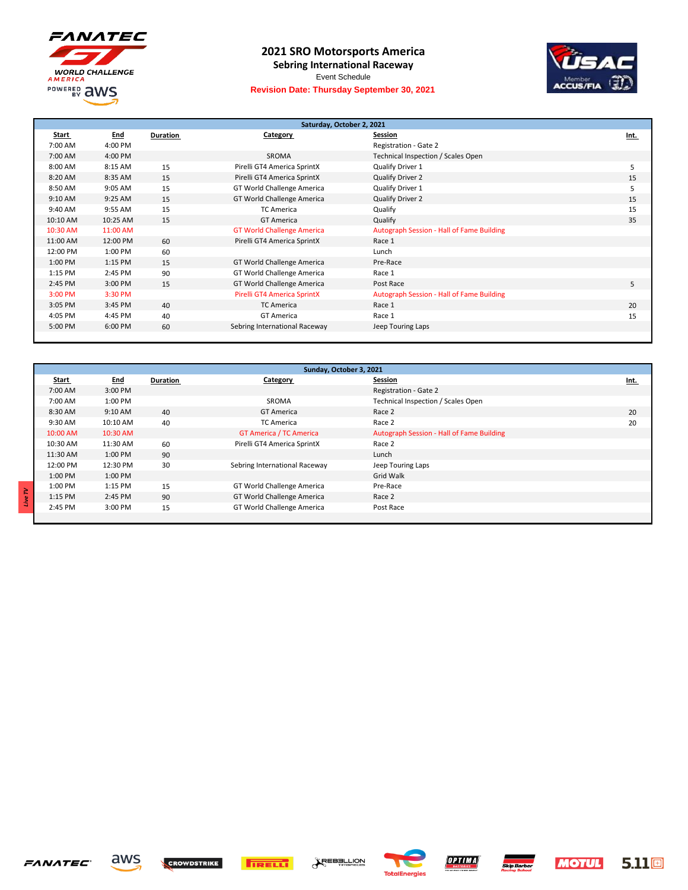# 2021 SRO Motorsports America

## Sebring International Raceway

Event Schedule

**Revision Date: Thursday September 30, 2021**

| Saturday, October 2, 2021 | | | | | |
|---|---|---|---|---|---|
| **Start** | **End** | **Duration** | **Category** | **Session** | **Int.** |
| 7:00 AM | 4:00 PM | | | Registration - Gate 2 | |
| 7:00 AM | 4:00 PM | | SROMA | Technical Inspection / Scales Open | |
| 8:00 AM | 8:15 AM | 15 | Pirelli GT4 America SprintX | Qualify Driver 1 | 5 |
| 8:20 AM | 8:35 AM | 15 | Pirelli GT4 America SprintX | Qualify Driver 2 | 15 |
| 8:50 AM | 9:05 AM | 15 | GT World Challenge America | Qualify Driver 1 | 5 |
| 9:10 AM | 9:25 AM | 15 | GT World Challenge America | Qualify Driver 2 | 15 |
| 9:40 AM | 9:55 AM | 15 | TC America | Qualify | 15 |
| 10:10 AM | 10:25 AM | 15 | GT America | Qualify | 35 |
| 10:30 AM | 11:00 AM | | GT World Challenge America | Autograph Session - Hall of Fame Building | |
| 11:00 AM | 12:00 PM | 60 | Pirelli GT4 America SprintX | Race 1 | |
| 12:00 PM | 1:00 PM | 60 | | Lunch | |
| 1:00 PM | 1:15 PM | 15 | GT World Challenge America | Pre-Race | |
| 1:15 PM | 2:45 PM | 90 | GT World Challenge America | Race 1 | |
| 2:45 PM | 3:00 PM | 15 | GT World Challenge America | Post Race | 5 |
| 3:00 PM | 3:30 PM | | Pirelli GT4 America SprintX | Autograph Session - Hall of Fame Building | |
| 3:05 PM | 3:45 PM | 40 | TC America | Race 1 | 20 |
| 4:05 PM | 4:45 PM | 40 | GT America | Race 1 | 15 |
| 5:00 PM | 6:00 PM | 60 | Sebring International Raceway | Jeep Touring Laps | |

| Sunday, October 3, 2021 | | | | | |
|---|---|---|---|---|---|
| **Start** | **End** | **Duration** | **Category** | **Session** | **Int.** |
| 7:00 AM | 3:00 PM | | | Registration - Gate 2 | |
| 7:00 AM | 1:00 PM | | SROMA | Technical Inspection / Scales Open | |
| 8:30 AM | 9:10 AM | 40 | GT America | Race 2 | 20 |
| 9:30 AM | 10:10 AM | 40 | TC America | Race 2 | 20 |
| 10:00 AM | 10:30 AM | | GT America / TC America | Autograph Session - Hall of Fame Building | |
| 10:30 AM | 11:30 AM | 60 | Pirelli GT4 America SprintX | Race 2 | |
| 11:30 AM | 1:00 PM | 90 | | Lunch | |
| 12:00 PM | 12:30 PM | 30 | Sebring International Raceway | Jeep Touring Laps | |
| 1:00 PM | 1:00 PM | | | Grid Walk | |
| 1:00 PM | 1:15 PM | 15 | GT World Challenge America | Pre-Race | |
| 1:15 PM | 2:45 PM | 90 | GT World Challenge America | Race 2 | |
| 2:45 PM | 3:00 PM | 15 | GT World Challenge America | Post Race | |

*Live TV*